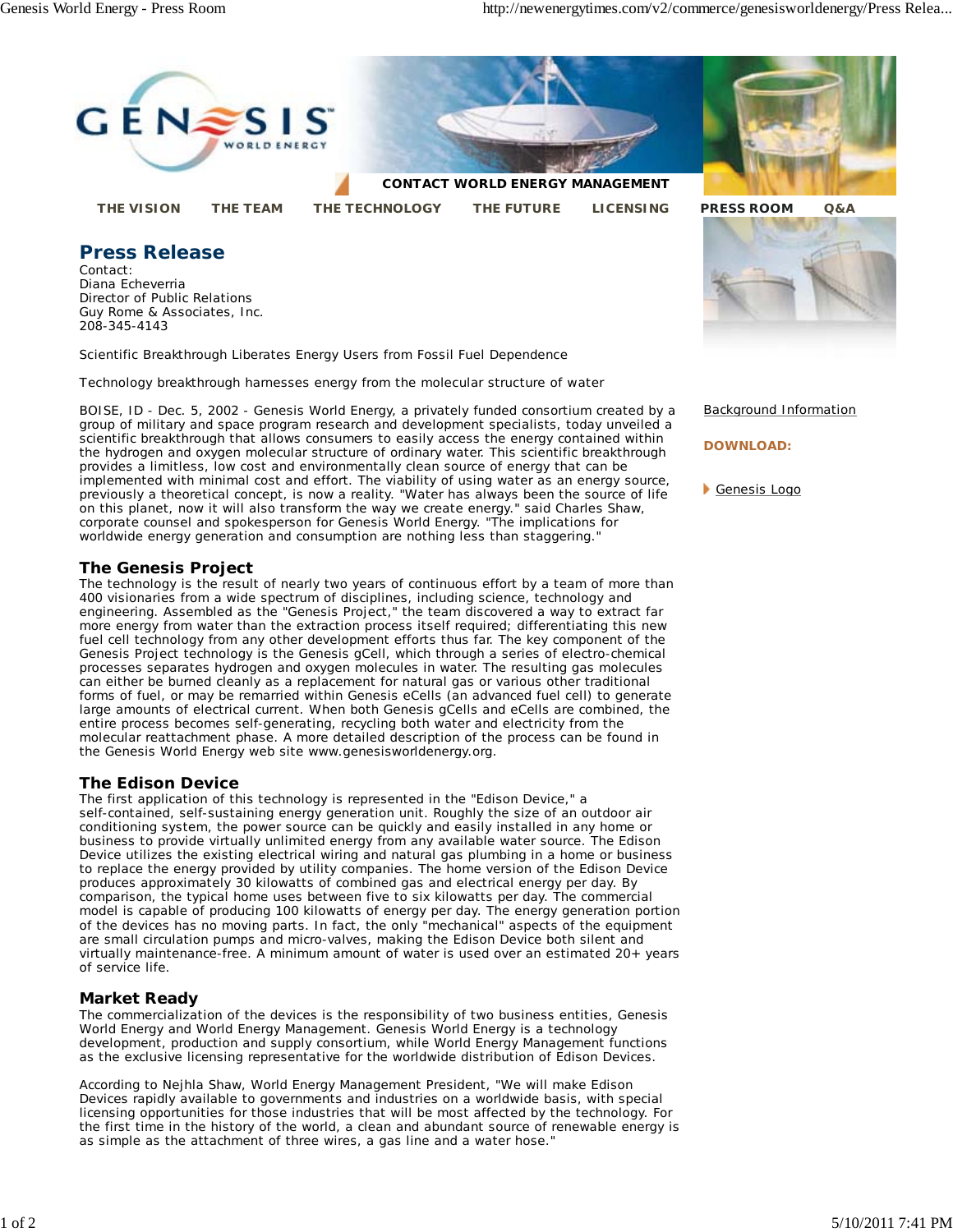CONTACT WORLD ENERGY MANAGEMENT

THE VISION | THE TEAM | THE TECHNOLOGY | THE FUTURE | LICENSING | PRESS ROOM | Q&A

# Press Release

Contact:
Diana Echeverria
Director of Public Relations
Guy Rome & Associates, Inc.
208-345-4143

Scientific Breakthrough Liberates Energy Users from Fossil Fuel Dependence

Technology breakthrough harnesses energy from the molecular structure of water

BOISE, ID - Dec. 5, 2002 - Genesis World Energy, a privately funded consortium created by a group of military and space program research and development specialists, today unveiled a scientific breakthrough that allows consumers to easily access the energy contained within the hydrogen and oxygen molecular structure of ordinary water. This scientific breakthrough provides a limitless, low cost and environmentally clean source of energy that can be implemented with minimal cost and effort. The viability of using water as an energy source, previously a theoretical concept, is now a reality. "Water has always been the source of life on this planet, now it will also transform the way we create energy." said Charles Shaw, corporate counsel and spokesperson for Genesis World Energy. "The implications for worldwide energy generation and consumption are nothing less than staggering."

## The Genesis Project

The technology is the result of nearly two years of continuous effort by a team of more than 400 visionaries from a wide spectrum of disciplines, including science, technology and engineering. Assembled as the "Genesis Project," the team discovered a way to extract far more energy from water than the extraction process itself required; differentiating this new fuel cell technology from any other development efforts thus far. The key component of the Genesis Project technology is the Genesis gCell, which through a series of electro-chemical processes separates hydrogen and oxygen molecules in water. The resulting gas molecules can either be burned cleanly as a replacement for natural gas or various other traditional forms of fuel, or may be remarried within Genesis eCells (an advanced fuel cell) to generate large amounts of electrical current. When both Genesis gCells and eCells are combined, the entire process becomes self-generating, recycling both water and electricity from the molecular reattachment phase. A more detailed description of the process can be found in the Genesis World Energy web site www.genesisworldenergy.org.

## The Edison Device

The first application of this technology is represented in the "Edison Device," a self-contained, self-sustaining energy generation unit. Roughly the size of an outdoor air conditioning system, the power source can be quickly and easily installed in any home or business to provide virtually unlimited energy from any available water source. The Edison Device utilizes the existing electrical wiring and natural gas plumbing in a home or business to replace the energy provided by utility companies. The home version of the Edison Device produces approximately 30 kilowatts of combined gas and electrical energy per day. By comparison, the typical home uses between five to six kilowatts per day. The commercial model is capable of producing 100 kilowatts of energy per day. The energy generation portion of the devices has no moving parts. In fact, the only "mechanical" aspects of the equipment are small circulation pumps and micro-valves, making the Edison Device both silent and virtually maintenance-free. A minimum amount of water is used over an estimated 20+ years of service life.

## Market Ready

The commercialization of the devices is the responsibility of two business entities, Genesis World Energy and World Energy Management. Genesis World Energy is a technology development, production and supply consortium, while World Energy Management functions as the exclusive licensing representative for the worldwide distribution of Edison Devices.

According to Nejhla Shaw, World Energy Management President, "We will make Edison Devices rapidly available to governments and industries on a worldwide basis, with special licensing opportunities for those industries that will be most affected by the technology. For the first time in the history of the world, a clean and abundant source of renewable energy is as simple as the attachment of three wires, a gas line and a water hose."

Background Information

**DOWNLOAD:**

Genesis Logo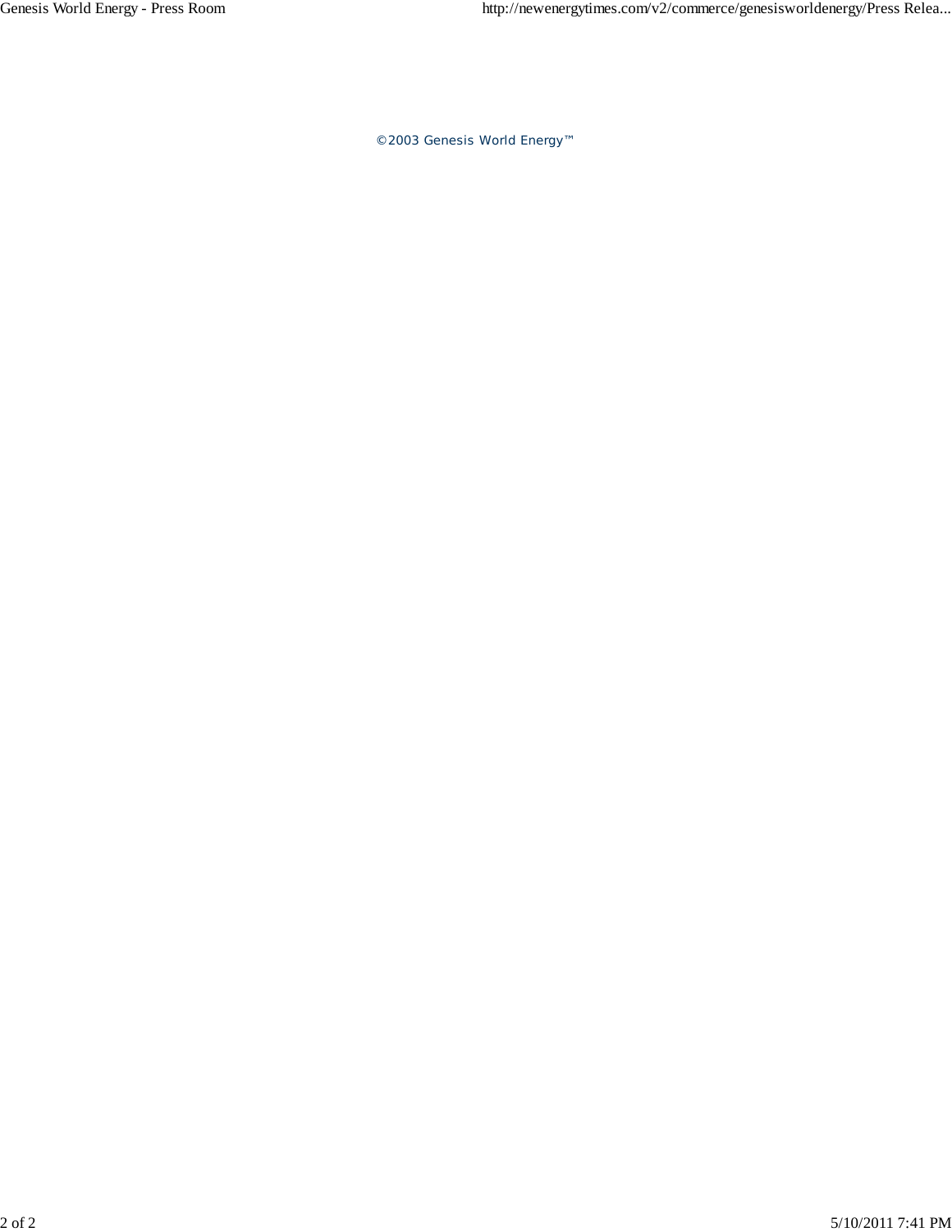©2003 Genesis World Energy™